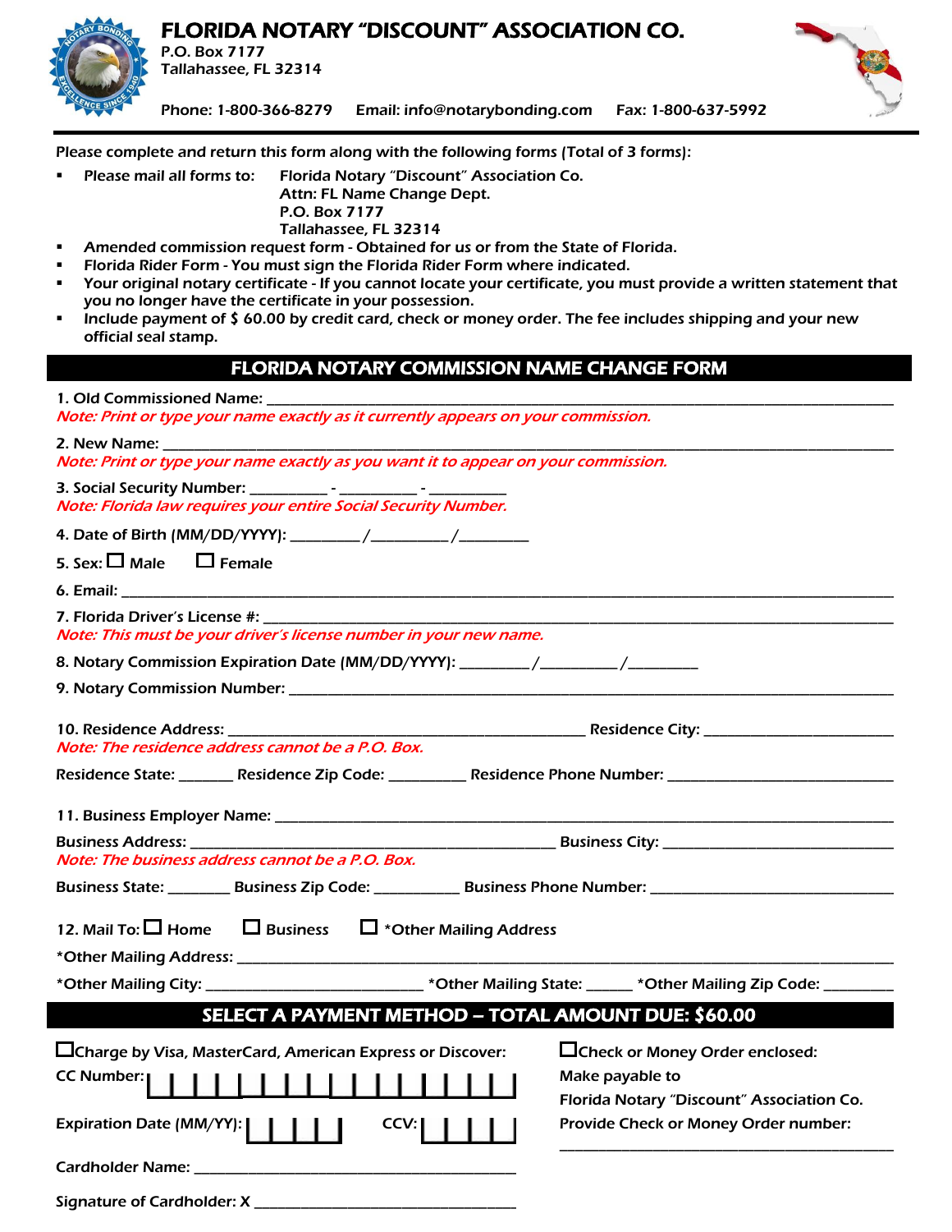# FLORIDA NOTARY "DISCOUNT" ASSOCIATION CO.

P.O. Box 7177
Tallahassee, FL 32314

Phone: 1-800-366-8279 Email: info@notarybonding.com Fax: 1-800-637-5992

Please complete and return this form along with the following forms (Total of 3 forms):

- Please mail all forms to: Florida Notary "Discount" Association Co.
  Attn: FL Name Change Dept.
  P.O. Box 7177
  Tallahassee, FL 32314
- **Amended commission request form - Obtained for us or from the State of Florida.**
- **Florida Rider Form - You must sign the Florida Rider Form where indicated.**
- **Your original notary certificate - If you cannot locate your certificate, you must provide a written statement that you no longer have the certificate in your possession.**
- **Include payment of $ 60.00 by credit card, check or money order. The fee includes shipping and your new official seal stamp.**

## FLORIDA NOTARY COMMISSION NAME CHANGE FORM

1. Old Commissioned Name: ______________________________

*Note: Print or type your name exactly as it currently appears on your commission.*

2. New Name: ______________________________

*Note: Print or type your name exactly as you want it to appear on your commission.*

3. Social Security Number: ________ - ________ - ________

*Note: Florida law requires your entire Social Security Number.*

4. Date of Birth (MM/DD/YYYY): ________/________/________

5. Sex: ☐ Male ☐ Female

6. Email: ______________________________

7. Florida Driver's License #: ______________________________

*Note: This must be your driver's license number in your new name.*

8. Notary Commission Expiration Date (MM/DD/YYYY): ________/________/________

9. Notary Commission Number: ______________________________

10. Residence Address: ______________________________ Residence City: ______________

*Note: The residence address cannot be a P.O. Box.*

Residence State: ______ Residence Zip Code: ________ Residence Phone Number: ______________

11. Business Employer Name: ______________________________

Business Address: ______________________________ Business City: ______________

*Note: The business address cannot be a P.O. Box.*

Business State: ______ Business Zip Code: ________ Business Phone Number: ______________

12. Mail To: ☐ Home ☐ Business ☐ *Other Mailing Address

*Other Mailing Address: ______________________________

*Other Mailing City: ______________ *Other Mailing State: ______ *Other Mailing Zip Code: ________

## SELECT A PAYMENT METHOD – TOTAL AMOUNT DUE: $60.00

☐Charge by Visa, MasterCard, American Express or Discover:

CC Number: | | | | | | | | | | | | | | | | |

Expiration Date (MM/YY): | | | | | CCV: | | | | |

Cardholder Name: ______________________________

Signature of Cardholder: X ______________________________

☐Check or Money Order enclosed:

Make payable to

Florida Notary "Discount" Association Co.

Provide Check or Money Order number:

______________________________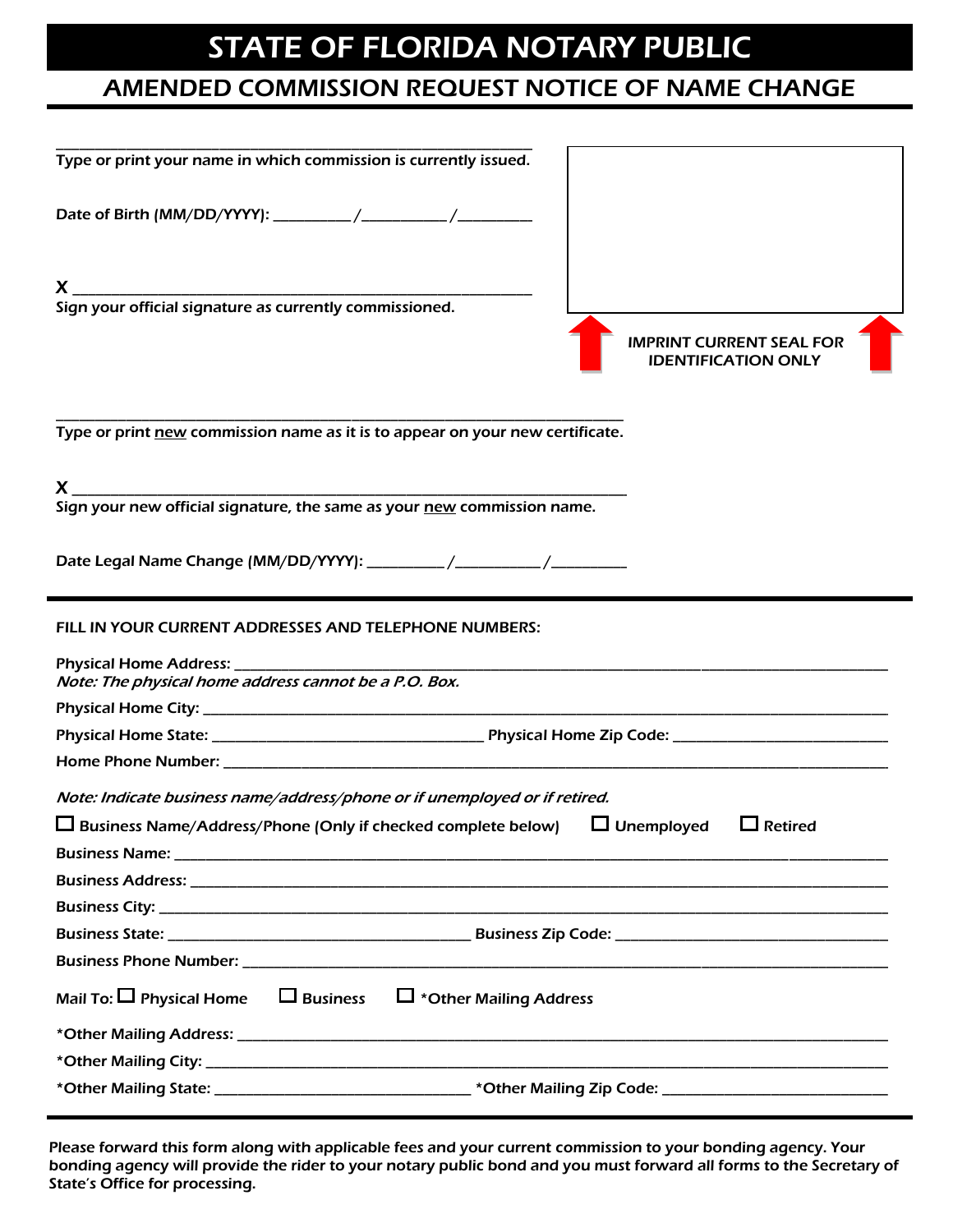# STATE OF FLORIDA NOTARY PUBLIC

## AMENDED COMMISSION REQUEST NOTICE OF NAME CHANGE

______________________________________________
Type or print your name in which commission is currently issued.

Date of Birth (MM/DD/YYYY): ________/________/________

X ______________________________________________
Sign your official signature as currently commissioned.

IMPRINT CURRENT SEAL FOR IDENTIFICATION ONLY

______________________________________________
Type or print new commission name as it is to appear on your new certificate.

X ______________________________________________
Sign your new official signature, the same as your new commission name.

Date Legal Name Change (MM/DD/YYYY): ________/________/________

---

**FILL IN YOUR CURRENT ADDRESSES AND TELEPHONE NUMBERS:**

Physical Home Address: ______________________________________________
*Note: The physical home address cannot be a P.O. Box.*

Physical Home City: ______________________________________________

Physical Home State: ____________________ Physical Home Zip Code: ____________________

Home Phone Number: ______________________________________________

*Note: Indicate business name/address/phone or if unemployed or if retired.*

☐ Business Name/Address/Phone (Only if checked complete below) ☐ Unemployed ☐ Retired

Business Name: ______________________________________________

Business Address: ______________________________________________

Business City: ______________________________________________

Business State: ____________________ Business Zip Code: ____________________

Business Phone Number: ______________________________________________

Mail To: ☐ Physical Home ☐ Business ☐ *Other Mailing Address

*Other Mailing Address: ______________________________________________

*Other Mailing City: ______________________________________________

*Other Mailing State: ____________________ *Other Mailing Zip Code: ____________________

---

Please forward this form along with applicable fees and your current commission to your bonding agency. Your bonding agency will provide the rider to your notary public bond and you must forward all forms to the Secretary of State's Office for processing.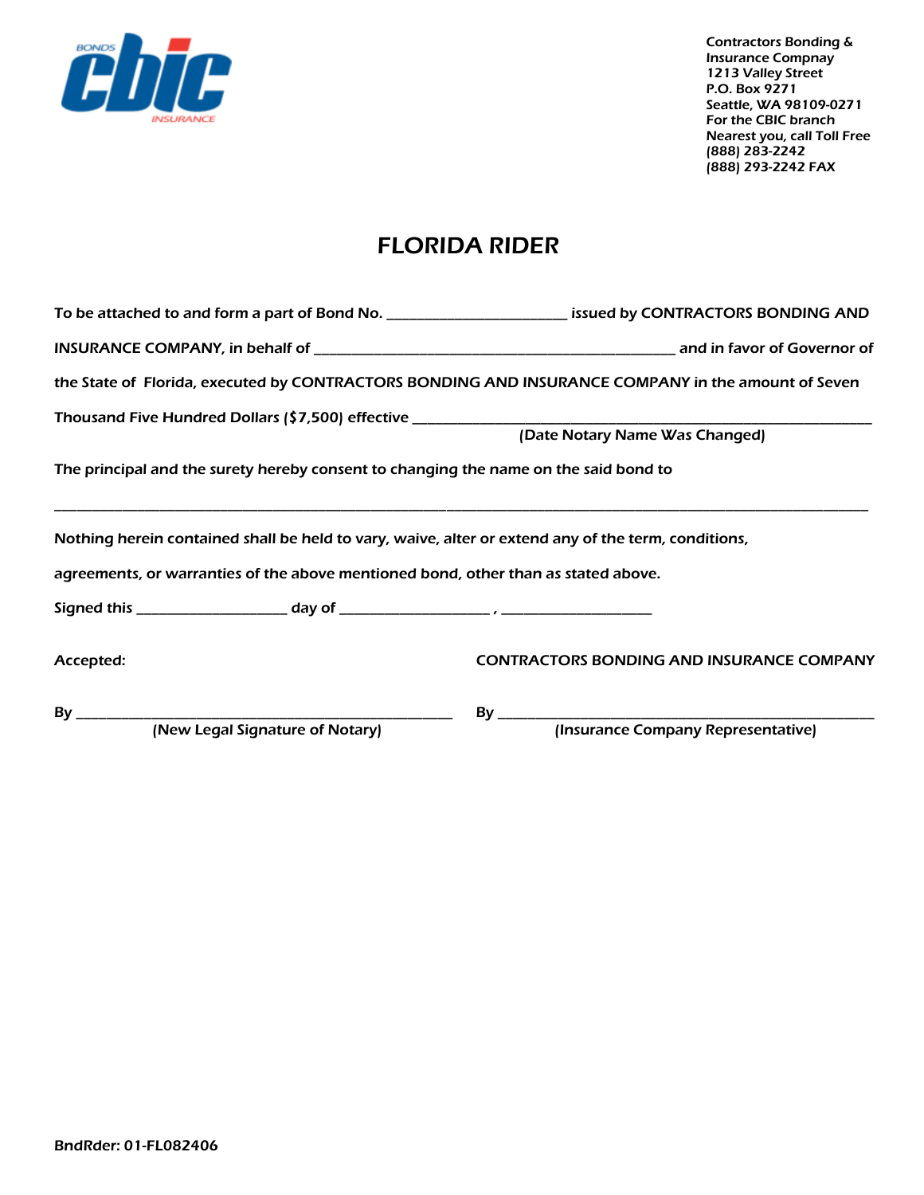Contractors Bonding & Insurance Compnay
1213 Valley Street
P.O. Box 9271
Seattle, WA 98109-0271
For the CBIC branch
Nearest you, call Toll Free
(888) 283-2242
(888) 293-2242 FAX

# FLORIDA RIDER

To be attached to and form a part of Bond No. ________________________ issued by CONTRACTORS BONDING AND INSURANCE COMPANY, in behalf of ________________________________________________ and in favor of Governor of the State of Florida, executed by CONTRACTORS BONDING AND INSURANCE COMPANY in the amount of Seven Thousand Five Hundred Dollars ($7,500) effective ________________________________________________
(Date Notary Name Was Changed)

The principal and the surety hereby consent to changing the name on the said bond to

__________________________________________________________________________________________

Nothing herein contained shall be held to vary, waive, alter or extend any of the term, conditions, agreements, or warranties of the above mentioned bond, other than as stated above.

Signed this ____________________ day of ____________________ , ____________________

Accepted:

CONTRACTORS BONDING AND INSURANCE COMPANY

By __________________________________________________
(New Legal Signature of Notary)

By __________________________________________________
(Insurance Company Representative)

BndRder: 01-FL082406